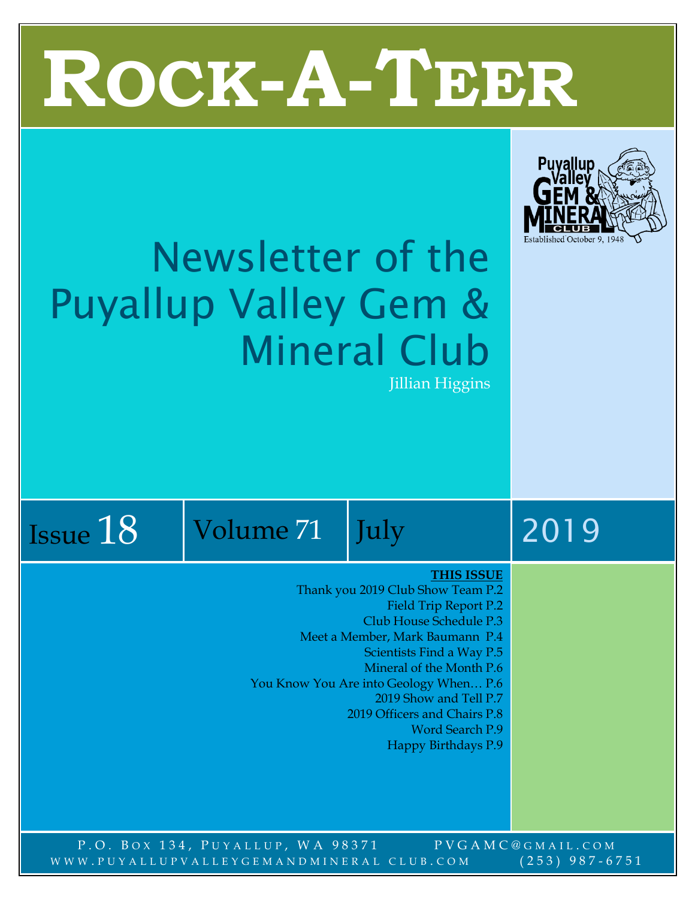# ROCK-A-TEER

## Newsletter of the Puyallup Valley Gem & Mineral Club

Jillian Higgins

Puyallup Valley Gem & Mineral Club
Established October 9, 1948

Issue 18 | Volume 71 | July | 2019

**THIS ISSUE**

Thank you 2019 Club Show Team P.2
Field Trip Report P.2
Club House Schedule P.3
Meet a Member, Mark Baumann P.4
Scientists Find a Way P.5
Mineral of the Month P.6
You Know You Are into Geology When… P.6
2019 Show and Tell P.7
2019 Officers and Chairs P.8
Word Search P.9
Happy Birthdays P.9

P.O. Box 134, Puyallup, WA 98371 PVGAMC@GMAIL.COM
WWW.PUYALLUPVALLEYGEMANDMINERAL CLUB.COM (253) 987-6751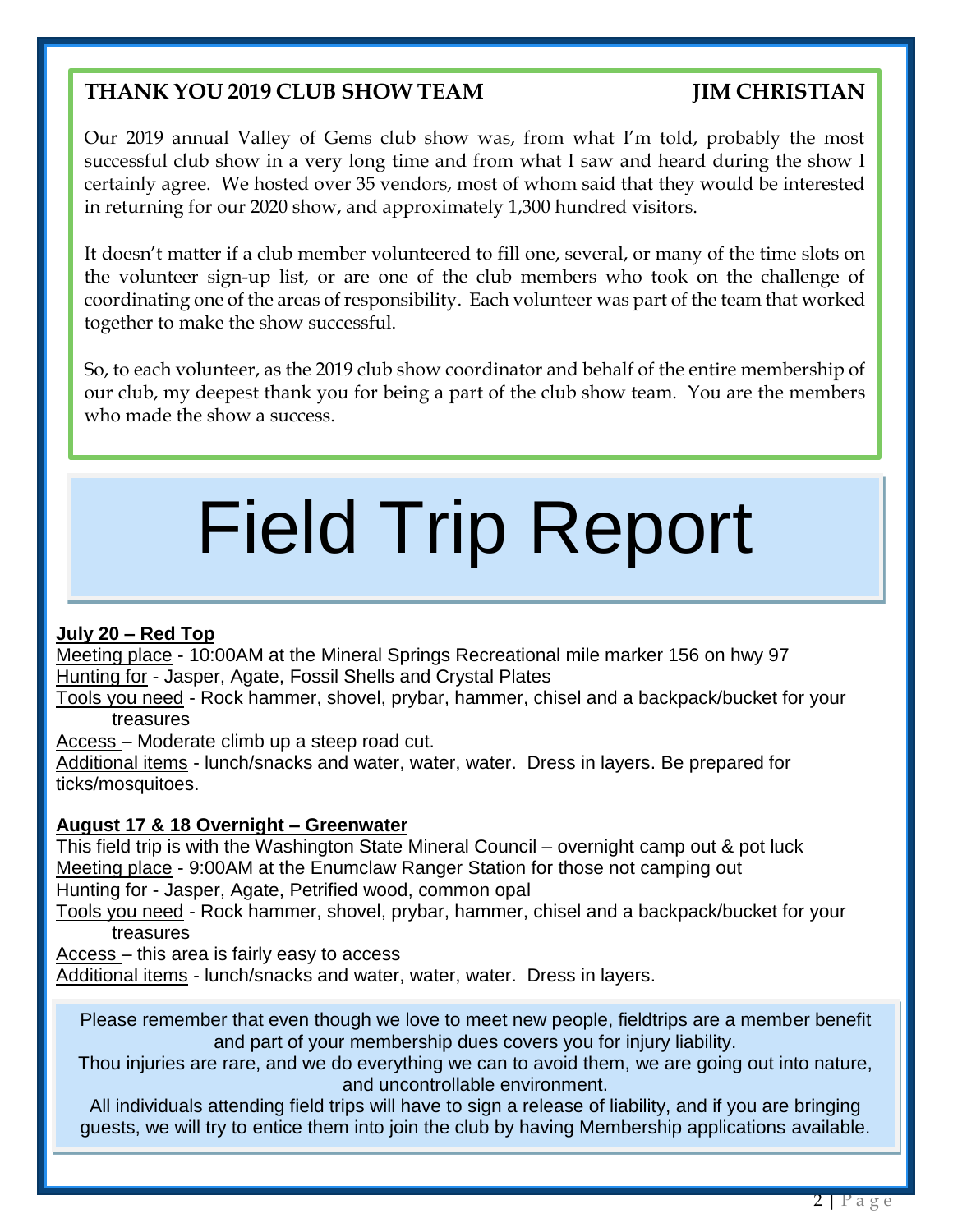## THANK YOU 2019 CLUB SHOW TEAM — JIM CHRISTIAN

Our 2019 annual Valley of Gems club show was, from what I'm told, probably the most successful club show in a very long time and from what I saw and heard during the show I certainly agree. We hosted over 35 vendors, most of whom said that they would be interested in returning for our 2020 show, and approximately 1,300 hundred visitors.

It doesn't matter if a club member volunteered to fill one, several, or many of the time slots on the volunteer sign-up list, or are one of the club members who took on the challenge of coordinating one of the areas of responsibility. Each volunteer was part of the team that worked together to make the show successful.

So, to each volunteer, as the 2019 club show coordinator and behalf of the entire membership of our club, my deepest thank you for being a part of the club show team. You are the members who made the show a success.

# Field Trip Report

**July 20 – Red Top**

Meeting place - 10:00AM at the Mineral Springs Recreational mile marker 156 on hwy 97
Hunting for - Jasper, Agate, Fossil Shells and Crystal Plates
Tools you need - Rock hammer, shovel, prybar, hammer, chisel and a backpack/bucket for your treasures
Access – Moderate climb up a steep road cut.
Additional items - lunch/snacks and water, water, water. Dress in layers. Be prepared for ticks/mosquitoes.

**August 17 & 18 Overnight – Greenwater**

This field trip is with the Washington State Mineral Council – overnight camp out & pot luck
Meeting place - 9:00AM at the Enumclaw Ranger Station for those not camping out
Hunting for - Jasper, Agate, Petrified wood, common opal
Tools you need - Rock hammer, shovel, prybar, hammer, chisel and a backpack/bucket for your treasures
Access – this area is fairly easy to access
Additional items - lunch/snacks and water, water, water. Dress in layers.

Please remember that even though we love to meet new people, fieldtrips are a member benefit and part of your membership dues covers you for injury liability.
Thou injuries are rare, and we do everything we can to avoid them, we are going out into nature, and uncontrollable environment.
All individuals attending field trips will have to sign a release of liability, and if you are bringing guests, we will try to entice them into join the club by having Membership applications available.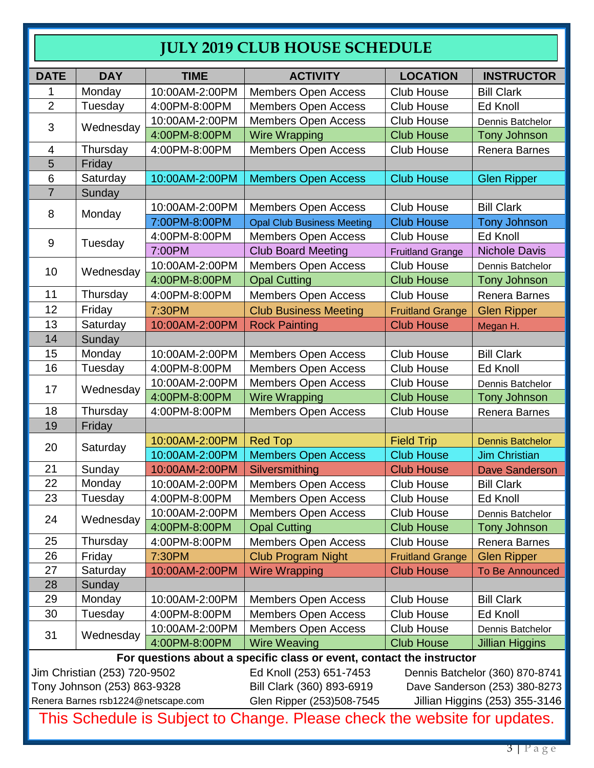# JULY 2019 CLUB HOUSE SCHEDULE

| DATE | DAY | TIME | ACTIVITY | LOCATION | INSTRUCTOR |
|---|---|---|---|---|---|
| 1 | Monday | 10:00AM-2:00PM | Members Open Access | Club House | Bill Clark |
| 2 | Tuesday | 4:00PM-8:00PM | Members Open Access | Club House | Ed Knoll |
| 3 | Wednesday | 10:00AM-2:00PM | Members Open Access | Club House | Dennis Batchelor |
| | | 4:00PM-8:00PM | Wire Wrapping | Club House | Tony Johnson |
| 4 | Thursday | 4:00PM-8:00PM | Members Open Access | Club House | Renera Barnes |
| 5 | Friday | | | | |
| 6 | Saturday | 10:00AM-2:00PM | Members Open Access | Club House | Glen Ripper |
| 7 | Sunday | | | | |
| 8 | Monday | 10:00AM-2:00PM | Members Open Access | Club House | Bill Clark |
| | | 7:00PM-8:00PM | Opal Club Business Meeting | Club House | Tony Johnson |
| 9 | Tuesday | 4:00PM-8:00PM | Members Open Access | Club House | Ed Knoll |
| | | 7:00PM | Club Board Meeting | Fruitland Grange | Nichole Davis |
| 10 | Wednesday | 10:00AM-2:00PM | Members Open Access | Club House | Dennis Batchelor |
| | | 4:00PM-8:00PM | Opal Cutting | Club House | Tony Johnson |
| 11 | Thursday | 4:00PM-8:00PM | Members Open Access | Club House | Renera Barnes |
| 12 | Friday | 7:30PM | Club Business Meeting | Fruitland Grange | Glen Ripper |
| 13 | Saturday | 10:00AM-2:00PM | Rock Painting | Club House | Megan H. |
| 14 | Sunday | | | | |
| 15 | Monday | 10:00AM-2:00PM | Members Open Access | Club House | Bill Clark |
| 16 | Tuesday | 4:00PM-8:00PM | Members Open Access | Club House | Ed Knoll |
| 17 | Wednesday | 10:00AM-2:00PM | Members Open Access | Club House | Dennis Batchelor |
| | | 4:00PM-8:00PM | Wire Wrapping | Club House | Tony Johnson |
| 18 | Thursday | 4:00PM-8:00PM | Members Open Access | Club House | Renera Barnes |
| 19 | Friday | | | | |
| 20 | Saturday | 10:00AM-2:00PM | Red Top | Field Trip | Dennis Batchelor |
| | | 10:00AM-2:00PM | Members Open Access | Club House | Jim Christian |
| 21 | Sunday | 10:00AM-2:00PM | Silversmithing | Club House | Dave Sanderson |
| 22 | Monday | 10:00AM-2:00PM | Members Open Access | Club House | Bill Clark |
| 23 | Tuesday | 4:00PM-8:00PM | Members Open Access | Club House | Ed Knoll |
| 24 | Wednesday | 10:00AM-2:00PM | Members Open Access | Club House | Dennis Batchelor |
| | | 4:00PM-8:00PM | Opal Cutting | Club House | Tony Johnson |
| 25 | Thursday | 4:00PM-8:00PM | Members Open Access | Club House | Renera Barnes |
| 26 | Friday | 7:30PM | Club Program Night | Fruitland Grange | Glen Ripper |
| 27 | Saturday | 10:00AM-2:00PM | Wire Wrapping | Club House | To Be Announced |
| 28 | Sunday | | | | |
| 29 | Monday | 10:00AM-2:00PM | Members Open Access | Club House | Bill Clark |
| 30 | Tuesday | 4:00PM-8:00PM | Members Open Access | Club House | Ed Knoll |
| 31 | Wednesday | 10:00AM-2:00PM | Members Open Access | Club House | Dennis Batchelor |
| | | 4:00PM-8:00PM | Wire Weaving | Club House | Jillian Higgins |

**For questions about a specific class or event, contact the instructor**

Jim Christian (253) 720-9502
Ed Knoll (253) 651-7453
Dennis Batchelor (360) 870-8741
Tony Johnson (253) 863-9328
Bill Clark (360) 893-6919
Dave Sanderson (253) 380-8273
Renera Barnes rsb1224@netscape.com
Glen Ripper (253)508-7545
Jillian Higgins (253) 355-3146

This Schedule is Subject to Change. Please check the website for updates.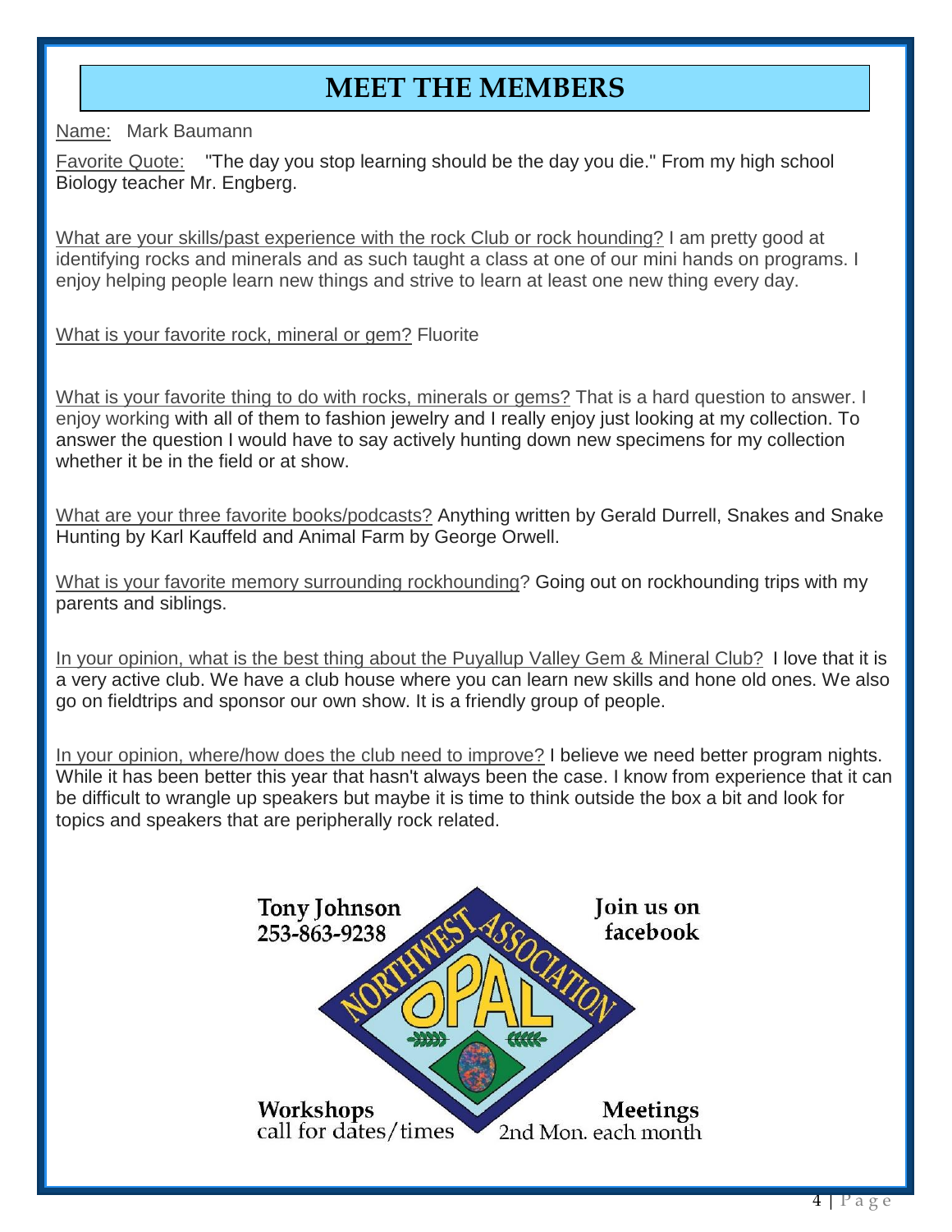# MEET THE MEMBERS

Name: Mark Baumann

Favorite Quote: "The day you stop learning should be the day you die." From my high school Biology teacher Mr. Engberg.

What are your skills/past experience with the rock Club or rock hounding? I am pretty good at identifying rocks and minerals and as such taught a class at one of our mini hands on programs. I enjoy helping people learn new things and strive to learn at least one new thing every day.

What is your favorite rock, mineral or gem? Fluorite

What is your favorite thing to do with rocks, minerals or gems? That is a hard question to answer. I enjoy working with all of them to fashion jewelry and I really enjoy just looking at my collection. To answer the question I would have to say actively hunting down new specimens for my collection whether it be in the field or at show.

What are your three favorite books/podcasts? Anything written by Gerald Durrell, Snakes and Snake Hunting by Karl Kauffeld and Animal Farm by George Orwell.

What is your favorite memory surrounding rockhounding? Going out on rockhounding trips with my parents and siblings.

In your opinion, what is the best thing about the Puyallup Valley Gem & Mineral Club? I love that it is a very active club. We have a club house where you can learn new skills and hone old ones. We also go on fieldtrips and sponsor our own show. It is a friendly group of people.

In your opinion, where/how does the club need to improve? I believe we need better program nights. While it has been better this year that hasn't always been the case. I know from experience that it can be difficult to wrangle up speakers but maybe it is time to think outside the box a bit and look for topics and speakers that are peripherally rock related.

Tony Johnson
253-863-9238

Join us on facebook

NORTHWEST ASSOCIATION OPAL

Workshops
call for dates/times

Meetings
2nd Mon. each month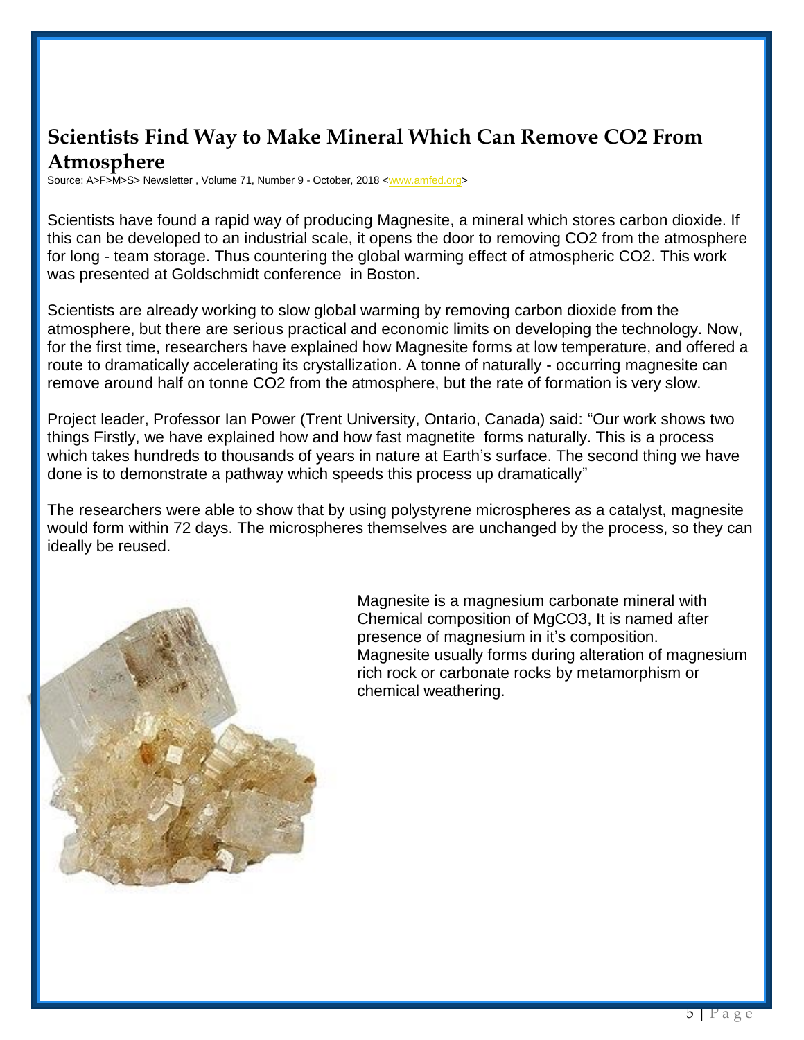## Scientists Find Way to Make Mineral Which Can Remove CO2 From Atmosphere

Source: A>F>M>S> Newsletter , Volume 71, Number 9 - October, 2018 <www.amfed.org>

Scientists have found a rapid way of producing Magnesite, a mineral which stores carbon dioxide. If this can be developed to an industrial scale, it opens the door to removing CO2 from the atmosphere for long - team storage. Thus countering the global warming effect of atmospheric CO2. This work was presented at Goldschmidt conference in Boston.

Scientists are already working to slow global warming by removing carbon dioxide from the atmosphere, but there are serious practical and economic limits on developing the technology. Now, for the first time, researchers have explained how Magnesite forms at low temperature, and offered a route to dramatically accelerating its crystallization. A tonne of naturally - occurring magnesite can remove around half on tonne CO2 from the atmosphere, but the rate of formation is very slow.

Project leader, Professor Ian Power (Trent University, Ontario, Canada) said: "Our work shows two things Firstly, we have explained how and how fast magnetite forms naturally. This is a process which takes hundreds to thousands of years in nature at Earth's surface. The second thing we have done is to demonstrate a pathway which speeds this process up dramatically"

The researchers were able to show that by using polystyrene microspheres as a catalyst, magnesite would form within 72 days. The microspheres themselves are unchanged by the process, so they can ideally be reused.

Magnesite is a magnesium carbonate mineral with Chemical composition of $MgCO_3$, It is named after presence of magnesium in it's composition. Magnesite usually forms during alteration of magnesium rich rock or carbonate rocks by metamorphism or chemical weathering.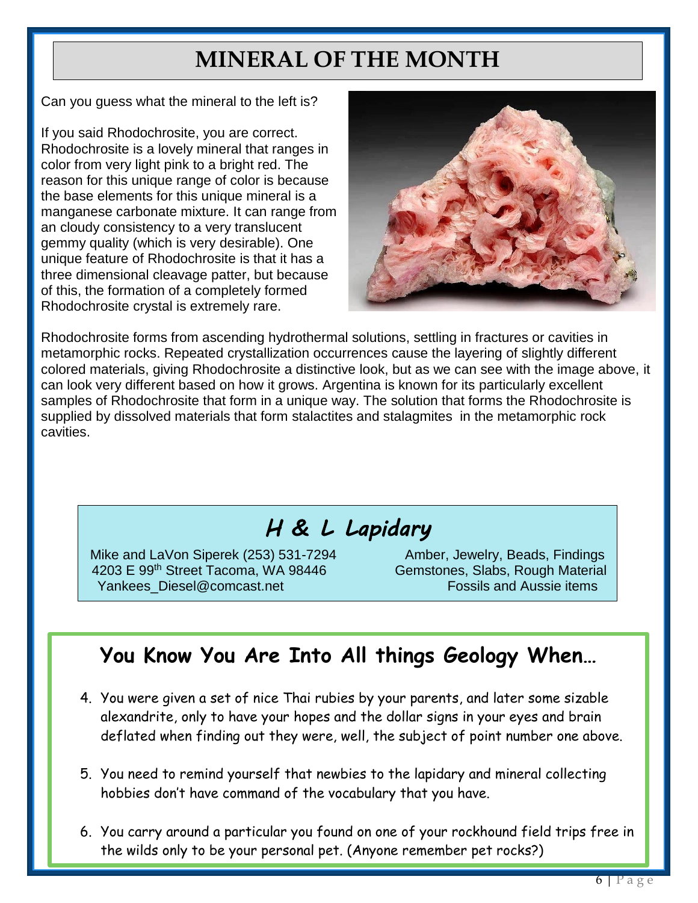# MINERAL OF THE MONTH

Can you guess what the mineral to the left is?

If you said Rhodochrosite, you are correct. Rhodochrosite is a lovely mineral that ranges in color from very light pink to a bright red. The reason for this unique range of color is because the base elements for this unique mineral is a manganese carbonate mixture. It can range from an cloudy consistency to a very translucent gemmy quality (which is very desirable). One unique feature of Rhodochrosite is that it has a three dimensional cleavage patter, but because of this, the formation of a completely formed Rhodochrosite crystal is extremely rare.

Rhodochrosite forms from ascending hydrothermal solutions, settling in fractures or cavities in metamorphic rocks. Repeated crystallization occurrences cause the layering of slightly different colored materials, giving Rhodochrosite a distinctive look, but as we can see with the image above, it can look very different based on how it grows. Argentina is known for its particularly excellent samples of Rhodochrosite that form in a unique way. The solution that forms the Rhodochrosite is supplied by dissolved materials that form stalactites and stalagmites in the metamorphic rock cavities.

## *H & L Lapidary*

Mike and LaVon Siperek (253) 531-7294
4203 E 99th Street Tacoma, WA 98446
Yankees_Diesel@comcast.net

Amber, Jewelry, Beads, Findings
Gemstones, Slabs, Rough Material
Fossils and Aussie items

## You Know You Are Into All things Geology When…

4. You were given a set of nice Thai rubies by your parents, and later some sizable alexandrite, only to have your hopes and the dollar signs in your eyes and brain deflated when finding out they were, well, the subject of point number one above.
5. You need to remind yourself that newbies to the lapidary and mineral collecting hobbies don't have command of the vocabulary that you have.
6. You carry around a particular you found on one of your rockhound field trips free in the wilds only to be your personal pet. (Anyone remember pet rocks?)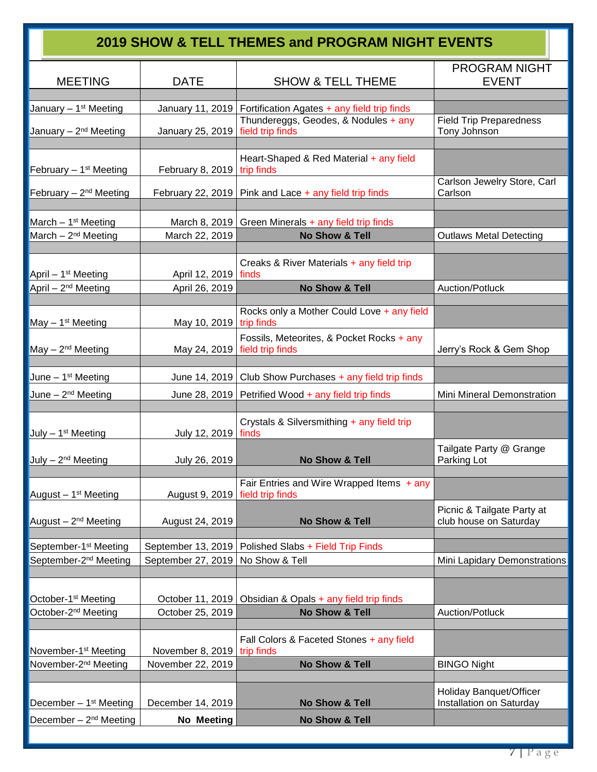## 2019 SHOW & TELL THEMES and PROGRAM NIGHT EVENTS

| MEETING | DATE | SHOW & TELL THEME | PROGRAM NIGHT EVENT |
|---|---|---|---|
| January – 1st Meeting | January 11, 2019 | Fortification Agates + any field trip finds | |
| January – 2nd Meeting | January 25, 2019 | Thundereggs, Geodes, & Nodules + any field trip finds | Field Trip Preparedness Tony Johnson |
| February – 1st Meeting | February 8, 2019 | Heart-Shaped & Red Material + any field trip finds | |
| February – 2nd Meeting | February 22, 2019 | Pink and Lace + any field trip finds | Carlson Jewelry Store, Carl Carlson |
| March – 1st Meeting | March 8, 2019 | Green Minerals + any field trip finds | |
| March – 2nd Meeting | March 22, 2019 | **No Show & Tell** | Outlaws Metal Detecting |
| April – 1st Meeting | April 12, 2019 | Creaks & River Materials + any field trip finds | |
| April – 2nd Meeting | April 26, 2019 | **No Show & Tell** | Auction/Potluck |
| May – 1st Meeting | May 10, 2019 | Rocks only a Mother Could Love + any field trip finds | |
| May – 2nd Meeting | May 24, 2019 | Fossils, Meteorites, & Pocket Rocks + any field trip finds | Jerry's Rock & Gem Shop |
| June – 1st Meeting | June 14, 2019 | Club Show Purchases + any field trip finds | |
| June – 2nd Meeting | June 28, 2019 | Petrified Wood + any field trip finds | Mini Mineral Demonstration |
| July – 1st Meeting | July 12, 2019 | Crystals & Silversmithing + any field trip finds | |
| July – 2nd Meeting | July 26, 2019 | **No Show & Tell** | Tailgate Party @ Grange Parking Lot |
| August – 1st Meeting | August 9, 2019 | Fair Entries and Wire Wrapped Items + any field trip finds | |
| August – 2nd Meeting | August 24, 2019 | **No Show & Tell** | Picnic & Tailgate Party at club house on Saturday |
| September-1st Meeting | September 13, 2019 | Polished Slabs + Field Trip Finds | |
| September-2nd Meeting | September 27, 2019 | No Show & Tell | Mini Lapidary Demonstrations |
| October-1st Meeting | October 11, 2019 | Obsidian & Opals + any field trip finds | |
| October-2nd Meeting | October 25, 2019 | **No Show & Tell** | Auction/Potluck |
| November-1st Meeting | November 8, 2019 | Fall Colors & Faceted Stones + any field trip finds | |
| November-2nd Meeting | November 22, 2019 | **No Show & Tell** | BINGO Night |
| December – 1st Meeting | December 14, 2019 | **No Show & Tell** | Holiday Banquet/Officer Installation on Saturday |
| December – 2nd Meeting | **No Meeting** | **No Show & Tell** | |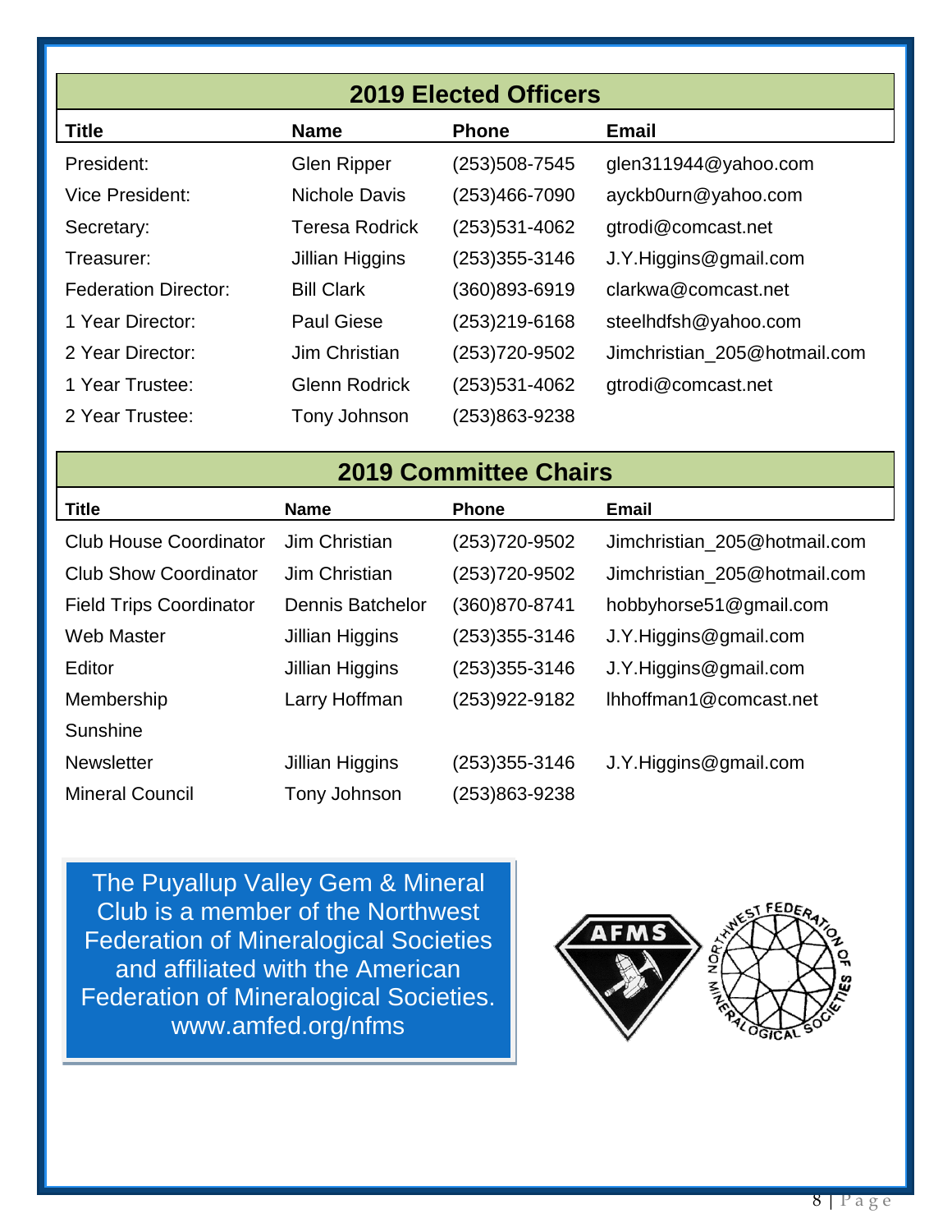## 2019 Elected Officers

| Title | Name | Phone | Email |
|---|---|---|---|
| President: | Glen Ripper | (253)508-7545 | glen311944@yahoo.com |
| Vice President: | Nichole Davis | (253)466-7090 | ayckb0urn@yahoo.com |
| Secretary: | Teresa Rodrick | (253)531-4062 | gtrodi@comcast.net |
| Treasurer: | Jillian Higgins | (253)355-3146 | J.Y.Higgins@gmail.com |
| Federation Director: | Bill Clark | (360)893-6919 | clarkwa@comcast.net |
| 1 Year Director: | Paul Giese | (253)219-6168 | steelhdfsh@yahoo.com |
| 2 Year Director: | Jim Christian | (253)720-9502 | Jimchristian_205@hotmail.com |
| 1 Year Trustee: | Glenn Rodrick | (253)531-4062 | gtrodi@comcast.net |
| 2 Year Trustee: | Tony Johnson | (253)863-9238 | |

## 2019 Committee Chairs

| Title | Name | Phone | Email |
|---|---|---|---|
| Club House Coordinator | Jim Christian | (253)720-9502 | Jimchristian_205@hotmail.com |
| Club Show Coordinator | Jim Christian | (253)720-9502 | Jimchristian_205@hotmail.com |
| Field Trips Coordinator | Dennis Batchelor | (360)870-8741 | hobbyhorse51@gmail.com |
| Web Master | Jillian Higgins | (253)355-3146 | J.Y.Higgins@gmail.com |
| Editor | Jillian Higgins | (253)355-3146 | J.Y.Higgins@gmail.com |
| Membership | Larry Hoffman | (253)922-9182 | lhhoffman1@comcast.net |
| Sunshine | | | |
| Newsletter | Jillian Higgins | (253)355-3146 | J.Y.Higgins@gmail.com |
| Mineral Council | Tony Johnson | (253)863-9238 | |

The Puyallup Valley Gem & Mineral Club is a member of the Northwest Federation of Mineralogical Societies and affiliated with the American Federation of Mineralogical Societies. www.amfed.org/nfms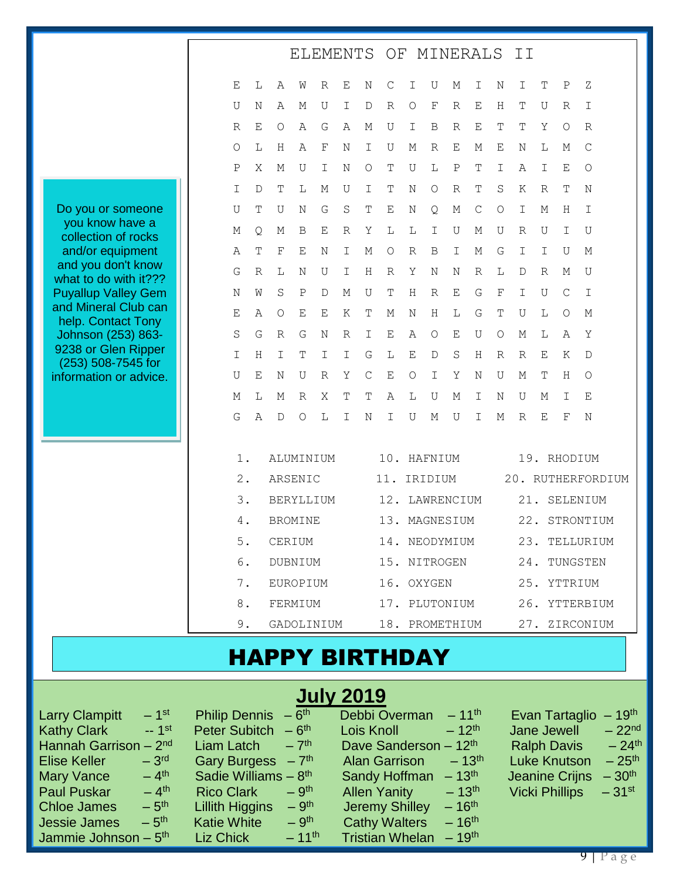Do you or someone you know have a collection of rocks and/or equipment and you don't know what to do with it??? Puyallup Valley Gem and Mineral Club can help. Contact Tony Johnson (253) 863-9238 or Glen Ripper (253) 508-7545 for information or advice.

## ELEMENTS OF MINERALS II

```
E L A W R E N C I U M I N I T P Z
U N A M U I D R O F R E H T U R I
R E O A G A M U I B R E T T Y O R
O L H A F N I U M R E M E N L M C
P X M U I N O T U L P T I A I E O
I D T L M U I T N O R T S K R T N
U T U N G S T E N Q M C O I M H I
M Q M B E R Y L L I U M U R U I U
A T F E N I M O R B I M G I I U M
G R L N U I H R Y N N R L D R M U
N W S P D M U T H R E G F I U C I
E A O E E K T M N H L G T U L O M
S G R G N R I E A O E U O M L A Y
I H I T I I G L E D S H R R E K D
U E N U R Y C E O I Y N U M T H O
M L M R X T T A L U M I N U M I E
G A D O L I N I U M U I M R E F N
```

1. ALUMINIUM
2. ARSENIC
3. BERYLLIUM
4. BROMINE
5. CERIUM
6. DUBNIUM
7. EUROPIUM
8. FERMIUM
9. GADOLINIUM
10. HAFNIUM
11. IRIDIUM
12. LAWRENCIUM
13. MAGNESIUM
14. NEODYMIUM
15. NITROGEN
16. OXYGEN
17. PLUTONIUM
18. PROMETHIUM
19. RHODIUM
20. RUTHERFORDIUM
21. SELENIUM
22. STRONTIUM
23. TELLURIUM
24. TUNGSTEN
25. YTTRIUM
26. YTTERBIUM
27. ZIRCONIUM

# HAPPY BIRTHDAY

## July 2019

Larry Clampitt – 1st
Kathy Clark -- 1st
Hannah Garrison – 2nd
Elise Keller – 3rd
Mary Vance – 4th
Paul Puskar – 4th
Chloe James – 5th
Jessie James – 5th
Jammie Johnson – 5th
Philip Dennis – 6th
Peter Subitch – 6th
Liam Latch – 7th
Gary Burgess – 7th
Sadie Williams – 8th
Rico Clark – 9th
Lillith Higgins – 9th
Katie White – 9th
Liz Chick – 11th
Debbi Overman – 11th
Lois Knoll – 12th
Dave Sanderson – 12th
Alan Garrison – 13th
Sandy Hoffman – 13th
Allen Yanity – 13th
Jeremy Shilley – 16th
Cathy Walters – 16th
Tristian Whelan – 19th
Evan Tartaglio – 19th
Jane Jewell – 22nd
Ralph Davis – 24th
Luke Knutson – 25th
Jeanine Crijns – 30th
Vicki Phillips – 31st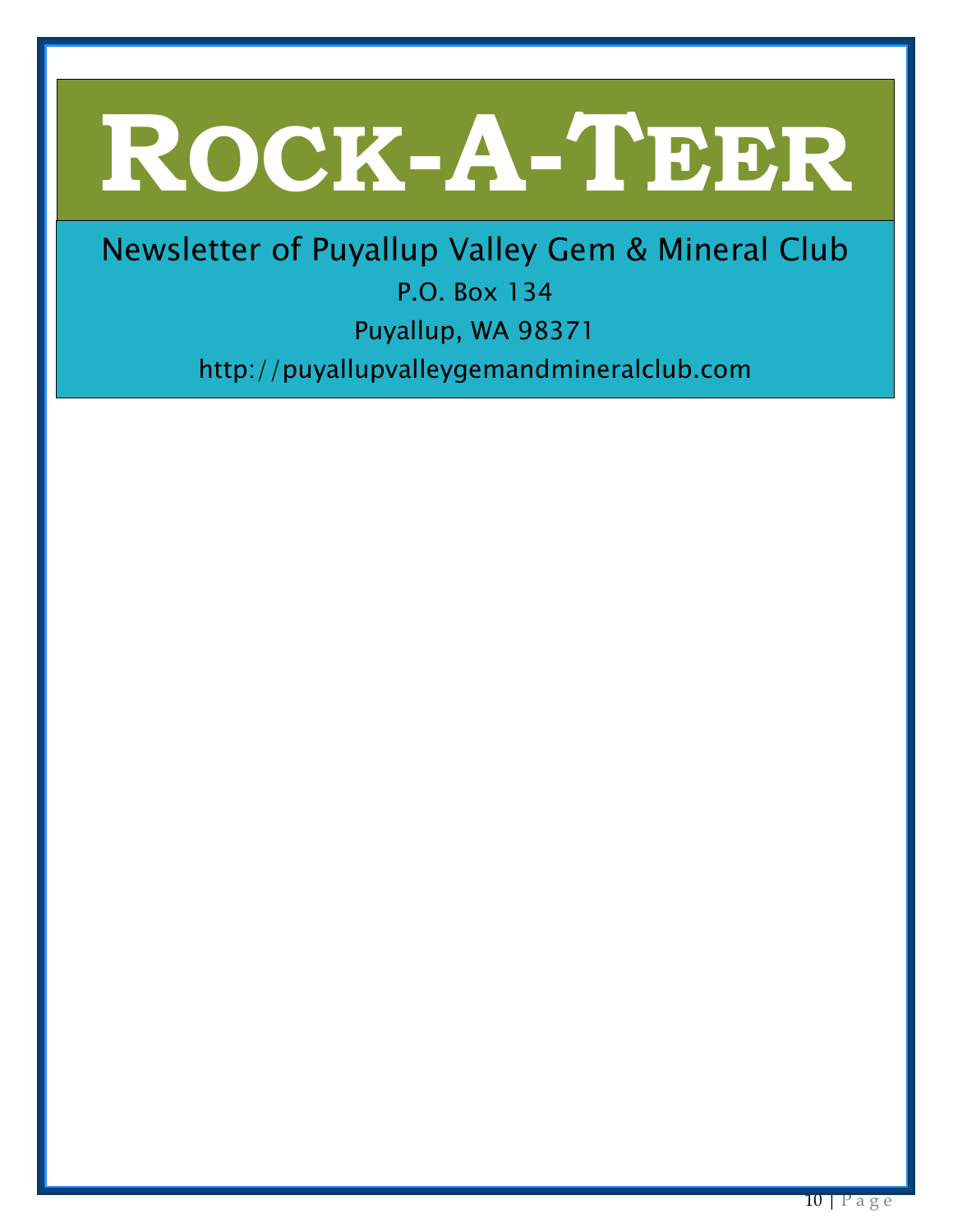# Rock-A-Teer

Newsletter of Puyallup Valley Gem & Mineral Club

P.O. Box 134

Puyallup, WA 98371

http://puyallupvalleygemandmineralclub.com